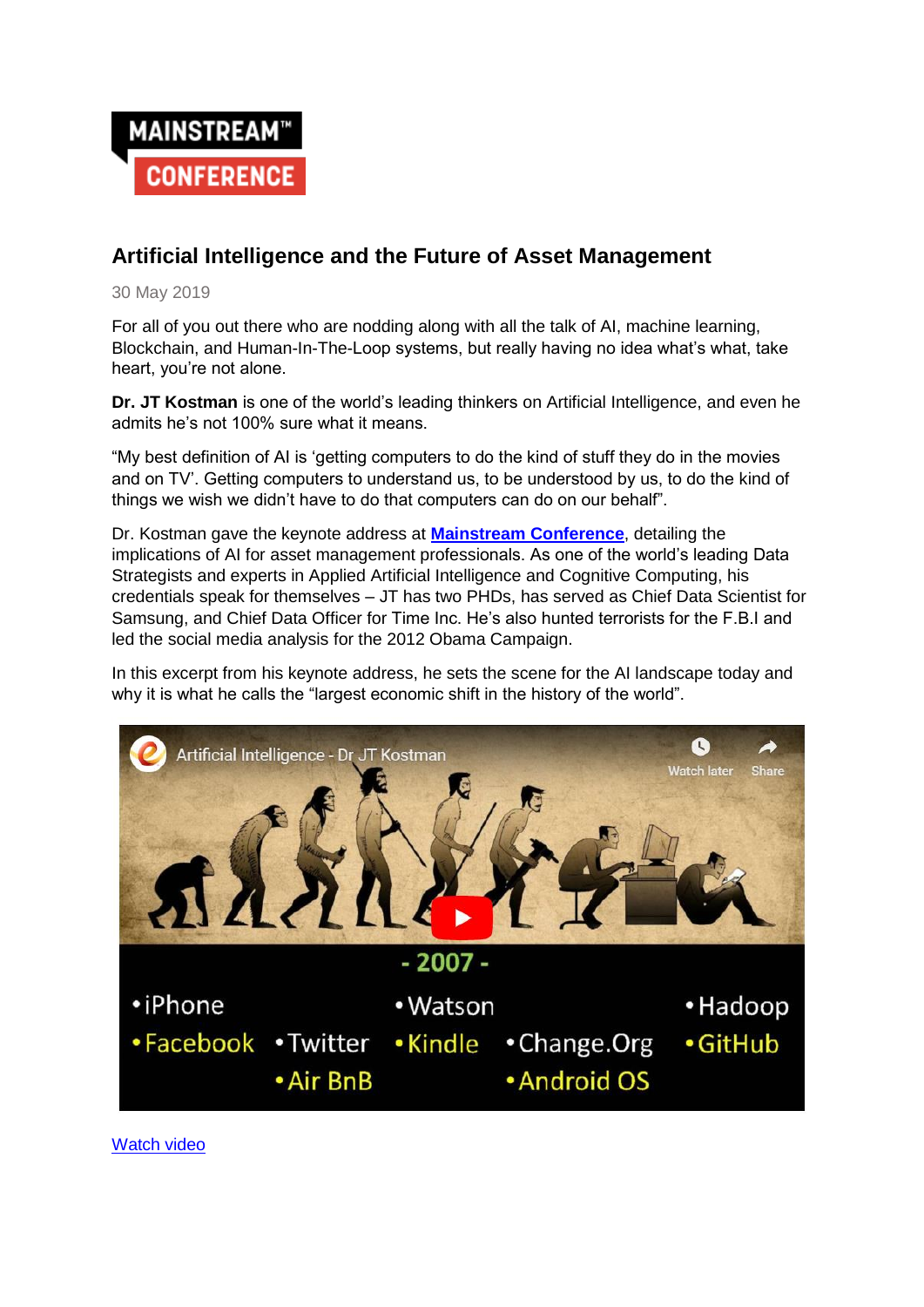MAINSTREAM™ CONFERENCE

## Artificial Intelligence and the Future of Asset Management

30 May 2019

For all of you out there who are nodding along with all the talk of AI, machine learning, Blockchain, and Human-In-The-Loop systems, but really having no idea what's what, take heart, you're not alone.

**Dr. JT Kostman** is one of the world's leading thinkers on Artificial Intelligence, and even he admits he's not 100% sure what it means.

"My best definition of AI is 'getting computers to do the kind of stuff they do in the movies and on TV'. Getting computers to understand us, to be understood by us, to do the kind of things we wish we didn't have to do that computers can do on our behalf".

Dr. Kostman gave the keynote address at **Mainstream Conference**, detailing the implications of AI for asset management professionals. As one of the world's leading Data Strategists and experts in Applied Artificial Intelligence and Cognitive Computing, his credentials speak for themselves – JT has two PHDs, has served as Chief Data Scientist for Samsung, and Chief Data Officer for Time Inc. He's also hunted terrorists for the F.B.I and led the social media analysis for the 2012 Obama Campaign.

In this excerpt from his keynote address, he sets the scene for the AI landscape today and why it is what he calls the "largest economic shift in the history of the world".

Artificial Intelligence - Dr JT Kostman

- 2007 -

- iPhone
- Watson
- Hadoop
- Facebook
- Twitter
- Kindle
- Change.Org
- GitHub
- Air BnB
- Android OS

Watch video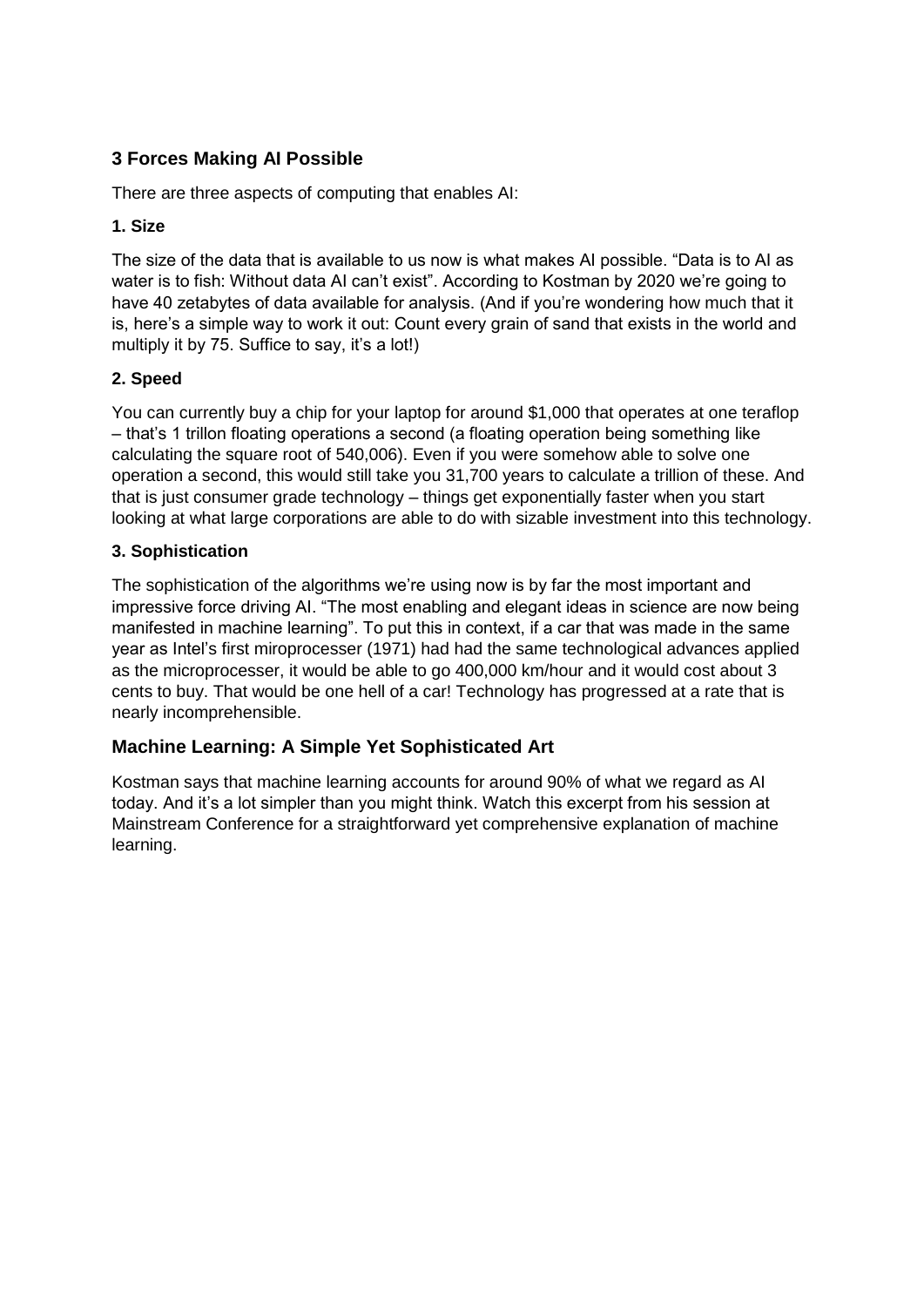## 3 Forces Making AI Possible

There are three aspects of computing that enables AI:

### 1. Size

The size of the data that is available to us now is what makes AI possible. "Data is to AI as water is to fish: Without data AI can't exist". According to Kostman by 2020 we're going to have 40 zetabytes of data available for analysis. (And if you're wondering how much that it is, here's a simple way to work it out: Count every grain of sand that exists in the world and multiply it by 75. Suffice to say, it's a lot!)

### 2. Speed

You can currently buy a chip for your laptop for around $1,000 that operates at one teraflop – that's 1 trillon floating operations a second (a floating operation being something like calculating the square root of 540,006). Even if you were somehow able to solve one operation a second, this would still take you 31,700 years to calculate a trillion of these. And that is just consumer grade technology – things get exponentially faster when you start looking at what large corporations are able to do with sizable investment into this technology.

### 3. Sophistication

The sophistication of the algorithms we're using now is by far the most important and impressive force driving AI. "The most enabling and elegant ideas in science are now being manifested in machine learning". To put this in context, if a car that was made in the same year as Intel's first miroprocesser (1971) had had the same technological advances applied as the microprocesser, it would be able to go 400,000 km/hour and it would cost about 3 cents to buy. That would be one hell of a car! Technology has progressed at a rate that is nearly incomprehensible.

## Machine Learning: A Simple Yet Sophisticated Art

Kostman says that machine learning accounts for around 90% of what we regard as AI today. And it's a lot simpler than you might think. Watch this excerpt from his session at Mainstream Conference for a straightforward yet comprehensive explanation of machine learning.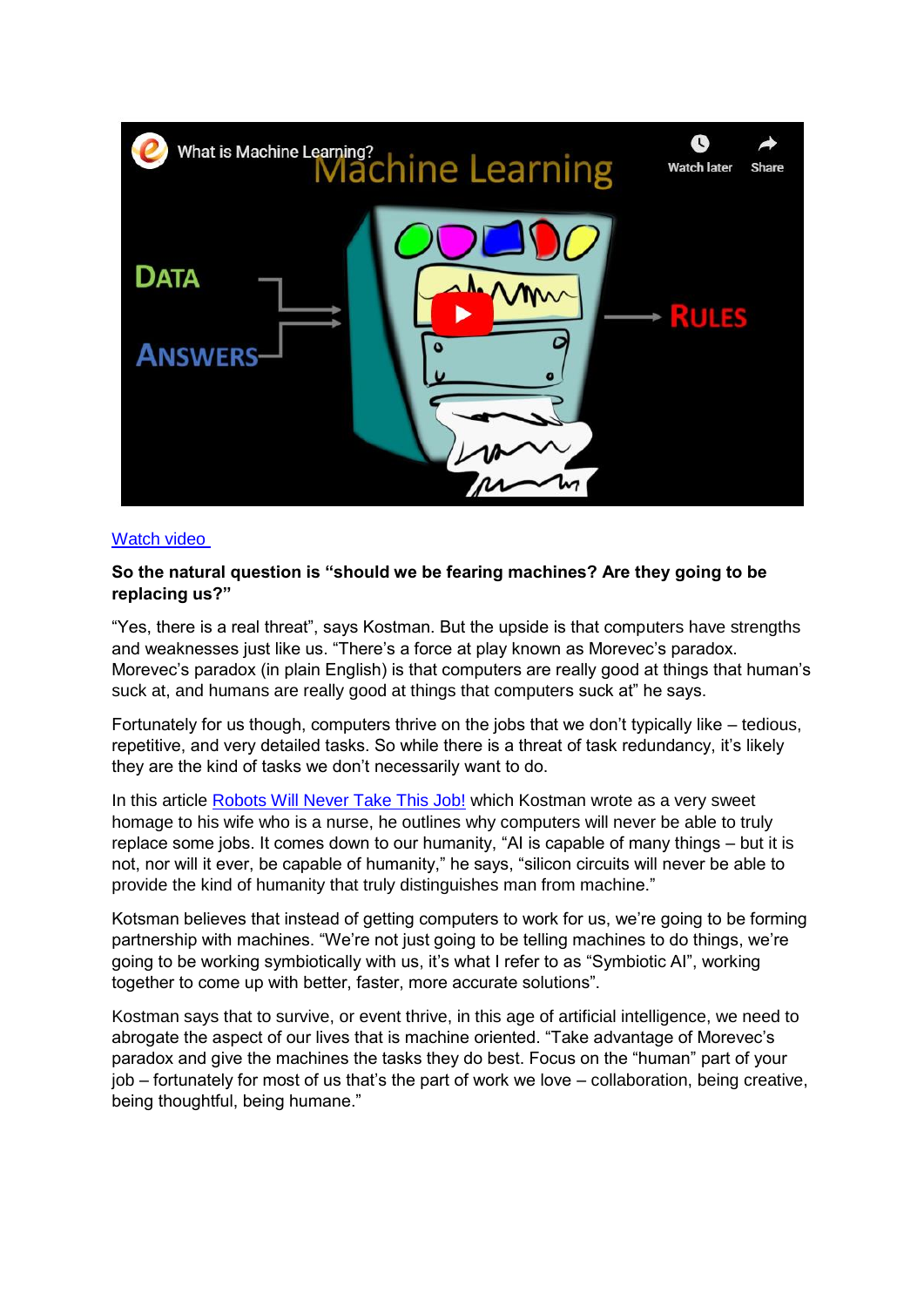[Watch video](#)

**So the natural question is "should we be fearing machines? Are they going to be replacing us?"**

"Yes, there is a real threat", says Kostman. But the upside is that computers have strengths and weaknesses just like us. "There's a force at play known as Morevec's paradox. Morevec's paradox (in plain English) is that computers are really good at things that human's suck at, and humans are really good at things that computers suck at" he says.

Fortunately for us though, computers thrive on the jobs that we don't typically like – tedious, repetitive, and very detailed tasks. So while there is a threat of task redundancy, it's likely they are the kind of tasks we don't necessarily want to do.

In this article [Robots Will Never Take This Job!](#) which Kostman wrote as a very sweet homage to his wife who is a nurse, he outlines why computers will never be able to truly replace some jobs. It comes down to our humanity, "AI is capable of many things – but it is not, nor will it ever, be capable of humanity," he says, "silicon circuits will never be able to provide the kind of humanity that truly distinguishes man from machine."

Kotsman believes that instead of getting computers to work for us, we're going to be forming partnership with machines. "We're not just going to be telling machines to do things, we're going to be working symbiotically with us, it's what I refer to as "Symbiotic AI", working together to come up with better, faster, more accurate solutions".

Kostman says that to survive, or event thrive, in this age of artificial intelligence, we need to abrogate the aspect of our lives that is machine oriented. "Take advantage of Morevec's paradox and give the machines the tasks they do best. Focus on the "human" part of your job – fortunately for most of us that's the part of work we love – collaboration, being creative, being thoughtful, being humane."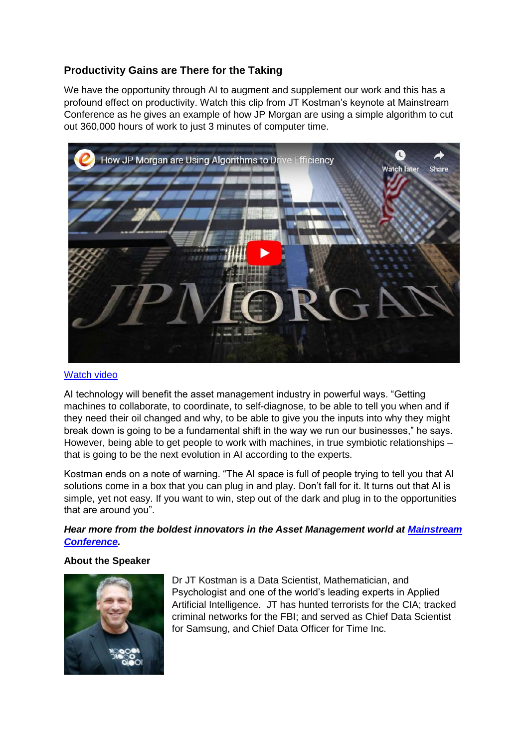### Productivity Gains are There for the Taking

We have the opportunity through AI to augment and supplement our work and this has a profound effect on productivity. Watch this clip from JT Kostman's keynote at Mainstream Conference as he gives an example of how JP Morgan are using a simple algorithm to cut out 360,000 hours of work to just 3 minutes of computer time.

Watch video

AI technology will benefit the asset management industry in powerful ways. "Getting machines to collaborate, to coordinate, to self-diagnose, to be able to tell you when and if they need their oil changed and why, to be able to give you the inputs into why they might break down is going to be a fundamental shift in the way we run our businesses," he says. However, being able to get people to work with machines, in true symbiotic relationships – that is going to be the next evolution in AI according to the experts.

Kostman ends on a note of warning. "The AI space is full of people trying to tell you that AI solutions come in a box that you can plug in and play. Don't fall for it. It turns out that AI is simple, yet not easy. If you want to win, step out of the dark and plug in to the opportunities that are around you".

***Hear more from the boldest innovators in the Asset Management world at Mainstream Conference.***

**About the Speaker**

Dr JT Kostman is a Data Scientist, Mathematician, and Psychologist and one of the world's leading experts in Applied Artificial Intelligence. JT has hunted terrorists for the CIA; tracked criminal networks for the FBI; and served as Chief Data Scientist for Samsung, and Chief Data Officer for Time Inc.